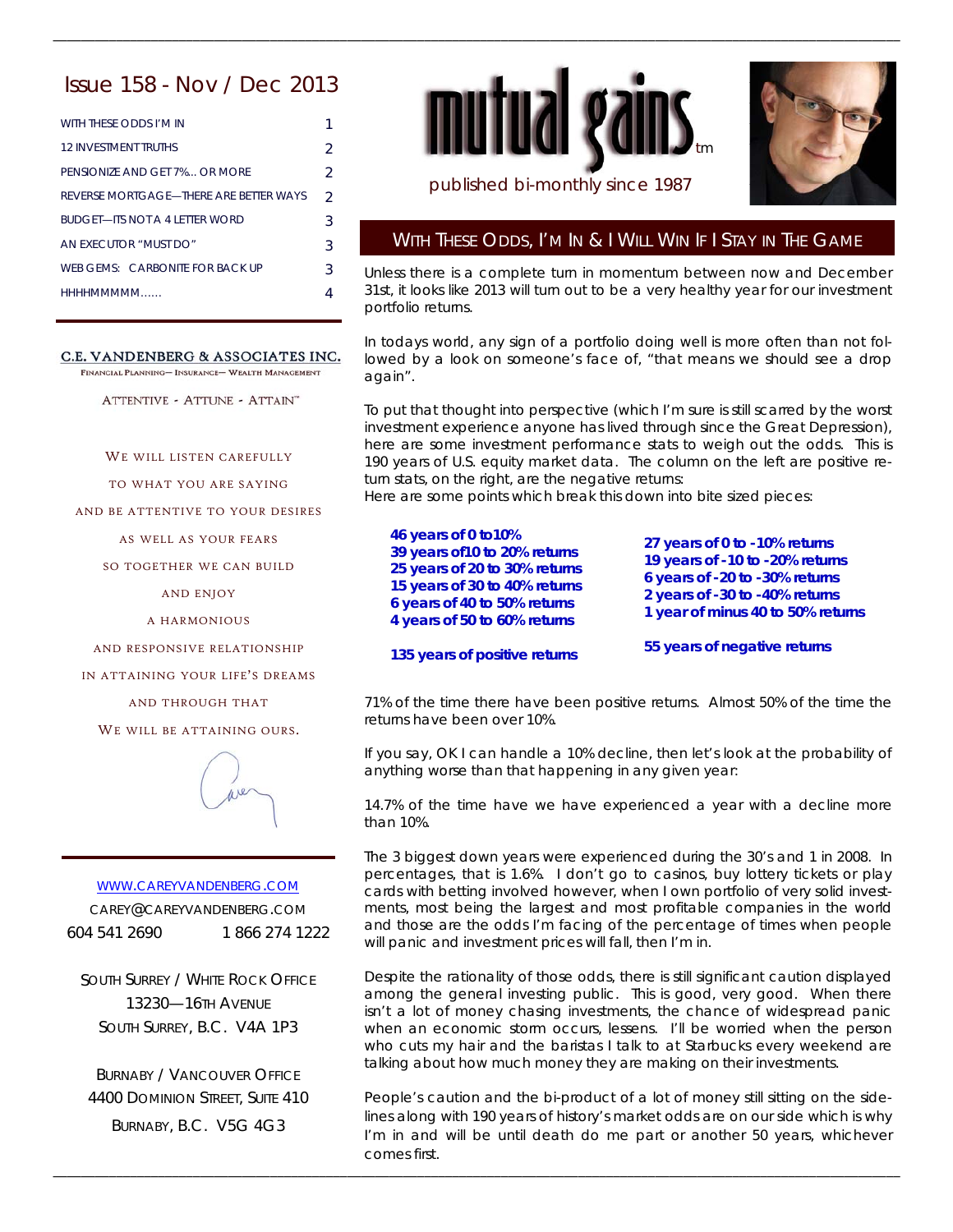# Issue 158 - Nov / Dec 2013

| | |
|---|---|
| WITH THESE ODDS I'M IN | 1 |
| 12 INVESTMENT TRUTHS | 2 |
| PENSIONIZE AND GET 7%... OR MORE | 2 |
| REVERSE MORTGAGE—THERE ARE BETTER WAYS | 2 |
| BUDGET—ITS NOT A 4 LETTER WORD | 3 |
| AN EXECUTOR "MUST DO" | 3 |
| WEB GEMS: CARBONITE FOR BACK UP | 3 |
| HHHHMMMMM...... | 4 |

**C.E. VANDENBERG & ASSOCIATES INC.**
FINANCIAL PLANNING— INSURANCE— WEALTH MANAGEMENT

ATTENTIVE - ATTUNE - ATTAIN™

WE WILL LISTEN CAREFULLY
TO WHAT YOU ARE SAYING
AND BE ATTENTIVE TO YOUR DESIRES
AS WELL AS YOUR FEARS
SO TOGETHER WE CAN BUILD
AND ENJOY
A HARMONIOUS
AND RESPONSIVE RELATIONSHIP
IN ATTAINING YOUR LIFE'S DREAMS
AND THROUGH THAT
WE WILL BE ATTAINING OURS.

WWW.CAREYVANDENBERG.COM
CAREY@CAREYVANDENBERG.COM
604 541 2690 1 866 274 1222

SOUTH SURREY / WHITE ROCK OFFICE
13230—16TH AVENUE
SOUTH SURREY, B.C. V4A 1P3

BURNABY / VANCOUVER OFFICE
4400 DOMINION STREET, SUITE 410
BURNABY, B.C. V5G 4G3

# mutual gains™

published bi-monthly since 1987

## WITH THESE ODDS, I'M IN & I WILL WIN IF I STAY IN THE GAME

Unless there is a complete turn in momentum between now and December 31st, it looks like 2013 will turn out to be a very healthy year for our investment portfolio returns.

In todays world, any sign of a portfolio doing well is more often than not followed by a look on someone's face of, "that means we should see a drop again".

To put that thought into perspective (which I'm sure is still scarred by the worst investment experience anyone has lived through since the Great Depression), here are some investment performance stats to weigh out the odds. This is 190 years of U.S. equity market data. The column on the left are positive return stats, on the right, are the negative returns:
Here are some points which break this down into bite sized pieces:

| Positive | Negative |
|---|---|
| **46 years of 0 to 10%** | **27 years of 0 to -10% returns** |
| **39 years of10 to 20% returns** | **19 years of -10 to -20% returns** |
| **25 years of 20 to 30% returns** | **6 years of -20 to -30% returns** |
| **15 years of 30 to 40% returns** | **2 years of -30 to -40% returns** |
| **6 years of 40 to 50% returns** | **1 year of minus 40 to 50% returns** |
| **4 years of 50 to 60% returns** | |
| **135 years of positive returns** | **55 years of negative returns** |

71% of the time there have been positive returns. Almost 50% of the time the returns have been over 10%.

If you say, OK I can handle a 10% decline, then let's look at the probability of anything worse than that happening in any given year:

14.7% of the time have we have experienced a year with a decline more than 10%.

The 3 biggest down years were experienced during the 30's and 1 in 2008. In percentages, that is 1.6%. I don't go to casinos, buy lottery tickets or play cards with betting involved however, when I own portfolio of very solid investments, most being the largest and most profitable companies in the world and those are the odds I'm facing of the percentage of times when people will panic and investment prices will fall, then I'm in.

Despite the rationality of those odds, there is still significant caution displayed among the general investing public. This is good, very good. When there isn't a lot of money chasing investments, the chance of widespread panic when an economic storm occurs, lessens. I'll be worried when the person who cuts my hair and the baristas I talk to at Starbucks every weekend are talking about how much money they are making on their investments.

People's caution and the bi-product of a lot of money still sitting on the sidelines along with 190 years of history's market odds are on our side which is why I'm in and will be until death do me part or another 50 years, whichever comes first.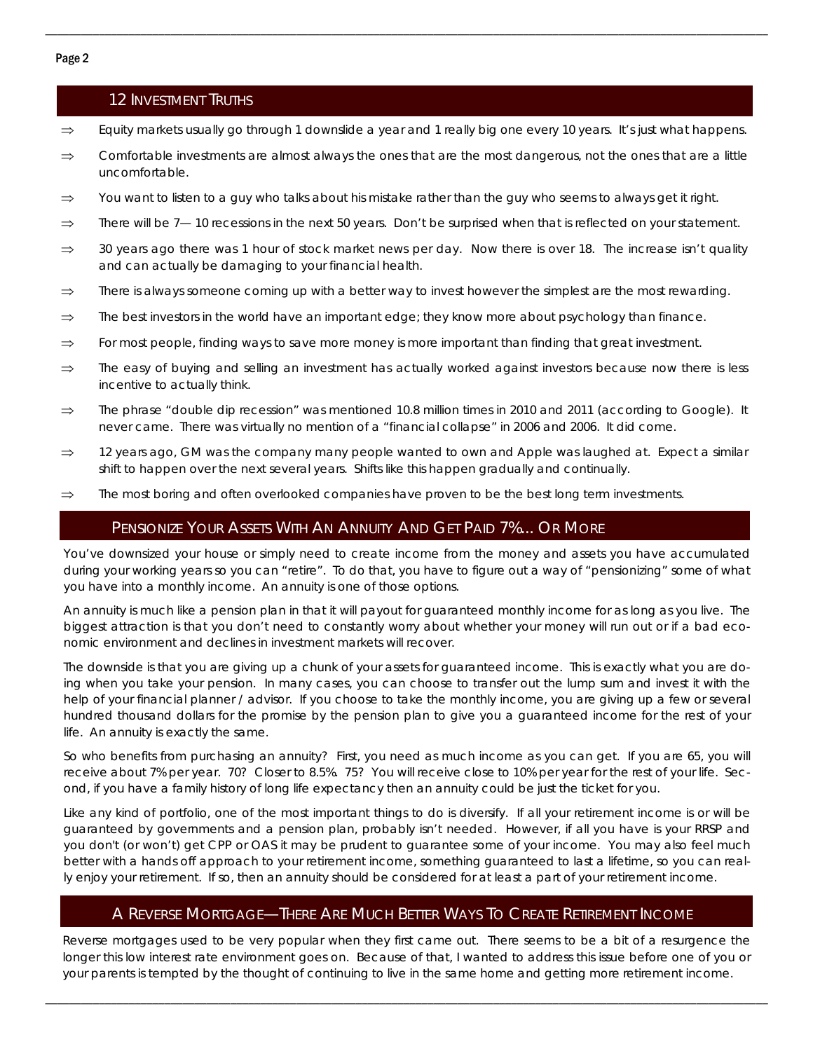## 12 Investment Truths

- Equity markets usually go through 1 downslide a year and 1 really big one every 10 years. It's just what happens.
- Comfortable investments are almost always the ones that are the most dangerous, not the ones that are a little uncomfortable.
- You want to listen to a guy who talks about his mistake rather than the guy who seems to always get it right.
- There will be 7— 10 recessions in the next 50 years. Don't be surprised when that is reflected on your statement.
- 30 years ago there was 1 hour of stock market news per day. Now there is over 18. The increase isn't quality and can actually be damaging to your financial health.
- There is always someone coming up with a better way to invest however the simplest are the most rewarding.
- The best investors in the world have an important edge; they know more about psychology than finance.
- For most people, finding ways to save more money is more important than finding that great investment.
- The easy of buying and selling an investment has actually worked against investors because now there is less incentive to actually think.
- The phrase "double dip recession" was mentioned 10.8 million times in 2010 and 2011 (according to Google). It never came. There was virtually no mention of a "financial collapse" in 2006 and 2006. It did come.
- 12 years ago, GM was the company many people wanted to own and Apple was laughed at. Expect a similar shift to happen over the next several years. Shifts like this happen gradually and continually.
- The most boring and often overlooked companies have proven to be the best long term investments.

## Pensionize Your Assets With An Annuity And Get Paid 7%... Or More

You've downsized your house or simply need to create income from the money and assets you have accumulated during your working years so you can "retire". To do that, you have to figure out a way of "pensionizing" some of what you have into a monthly income. An annuity is one of those options.

An annuity is much like a pension plan in that it will payout for guaranteed monthly income for as long as you live. The biggest attraction is that you don't need to constantly worry about whether your money will run out or if a bad economic environment and declines in investment markets will recover.

The downside is that you are giving up a chunk of your assets for guaranteed income. This is exactly what you are doing when you take your pension. In many cases, you can choose to transfer out the lump sum and invest it with the help of your financial planner / advisor. If you choose to take the monthly income, you are giving up a few or several hundred thousand dollars for the promise by the pension plan to give you a guaranteed income for the rest of your life. An annuity is exactly the same.

So who benefits from purchasing an annuity? First, you need as much income as you can get. If you are 65, you will receive about 7% per year. 70? Closer to 8.5%. 75? You will receive close to 10% per year for the rest of your life. Second, if you have a family history of long life expectancy then an annuity could be just the ticket for you.

Like any kind of portfolio, one of the most important things to do is diversify. If all your retirement income is or will be guaranteed by governments and a pension plan, probably isn't needed. However, if all you have is your RRSP and you don't (or won't) get CPP or OAS it may be prudent to guarantee some of your income. You may also feel much better with a hands off approach to your retirement income, something guaranteed to last a lifetime, so you can really enjoy your retirement. If so, then an annuity should be considered for at least a part of your retirement income.

## A Reverse Mortgage—There Are Much Better Ways To Create Retirement Income

Reverse mortgages used to be very popular when they first came out. There seems to be a bit of a resurgence the longer this low interest rate environment goes on. Because of that, I wanted to address this issue before one of you or your parents is tempted by the thought of continuing to live in the same home and getting more retirement income.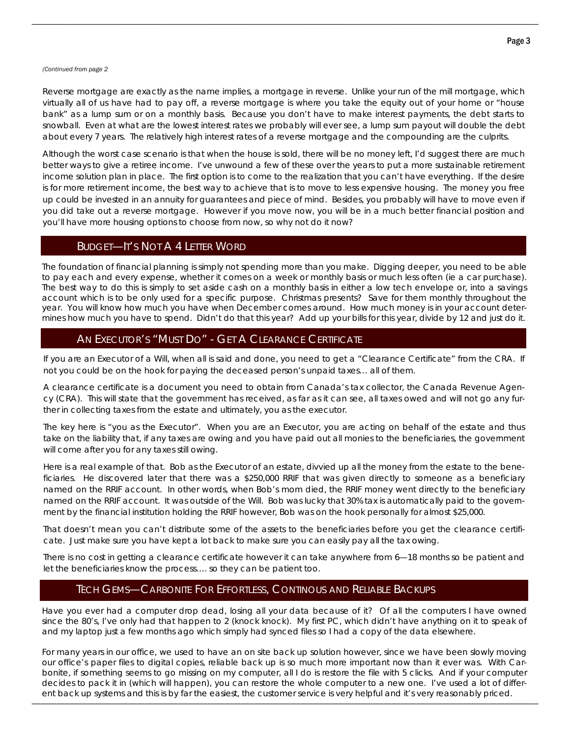*(Continued from page 2*

Reverse mortgage are exactly as the name implies, a mortgage in reverse. Unlike your run of the mill mortgage, which virtually all of us have had to pay off, a reverse mortgage is where you take the equity out of your home or "house bank" as a lump sum or on a monthly basis. Because you don't have to make interest payments, the debt starts to snowball. Even at what are the lowest interest rates we probably will ever see, a lump sum payout will double the debt about every 7 years. The relatively high interest rates of a reverse mortgage and the compounding are the culprits.

Although the worst case scenario is that when the house is sold, there will be no money left, I'd suggest there are much better ways to give a retiree income. I've unwound a few of these over the years to put a more sustainable retirement income solution plan in place. The first option is to come to the realization that you can't have everything. If the desire is for more retirement income, the best way to achieve that is to move to less expensive housing. The money you free up could be invested in an annuity for guarantees and piece of mind. Besides, you probably will have to move even if you did take out a reverse mortgage. However if you move now, you will be in a much better financial position and you'll have more housing options to choose from now, so why not do it now?

## Budget—It's Not A 4 Letter Word

The foundation of financial planning is simply not spending more than you make. Digging deeper, you need to be able to pay each and every expense, whether it comes on a week or monthly basis or much less often (ie a car purchase). The best way to do this is simply to set aside cash on a monthly basis in either a low tech envelope or, into a savings account which is to be only used for a specific purpose. Christmas presents? Save for them monthly throughout the year. You will know how much you have when December comes around. How much money is in your account determines how much you have to spend. Didn't do that this year? Add up your bills for this year, divide by 12 and just do it.

## An Executor's "Must Do" - Get A Clearance Certificate

If you are an Executor of a Will, when all is said and done, you need to get a "Clearance Certificate" from the CRA. If not you could be on the hook for paying the deceased person's unpaid taxes... all of them.

A clearance certificate is a document you need to obtain from Canada's tax collector, the Canada Revenue Agency (CRA). This will state that the government has received, as far as it can see, all taxes owed and will not go any further in collecting taxes from the estate and ultimately, you as the executor.

The key here is "you as the Executor". When you are an Executor, you are acting on behalf of the estate and thus take on the liability that, if any taxes are owing and you have paid out all monies to the beneficiaries, the government will come after you for any taxes still owing.

Here is a real example of that. Bob as the Executor of an estate, divvied up all the money from the estate to the beneficiaries. He discovered later that there was a $250,000 RRIF that was given directly to someone as a beneficiary named on the RRIF account. In other words, when Bob's mom died, the RRIF money went directly to the beneficiary named on the RRIF account. It was outside of the Will. Bob was lucky that 30% tax is automatically paid to the government by the financial institution holding the RRIF however, Bob was on the hook personally for almost $25,000.

That doesn't mean you can't distribute some of the assets to the beneficiaries before you get the clearance certificate. Just make sure you have kept a lot back to make sure you can easily pay all the tax owing.

There is no cost in getting a clearance certificate however it can take anywhere from 6—18 months so be patient and let the beneficiaries know the process.... so they can be patient too.

## Tech Gems—Carbonite For Effortless, Continous And Reliable Backups

Have you ever had a computer drop dead, losing all your data because of it? Of all the computers I have owned since the 80's, I've only had that happen to 2 (knock knock). My first PC, which didn't have anything on it to speak of and my laptop just a few months ago which simply had synced files so I had a copy of the data elsewhere.

For many years in our office, we used to have an on site back up solution however, since we have been slowly moving our office's paper files to digital copies, reliable back up is so much more important now than it ever was. With Carbonite, if something seems to go missing on my computer, all I do is restore the file with 5 clicks. And if your computer decides to pack it in (which will happen), you can restore the whole computer to a new one. I've used a lot of different back up systems and this is by far the easiest, the customer service is very helpful and it's very reasonably priced.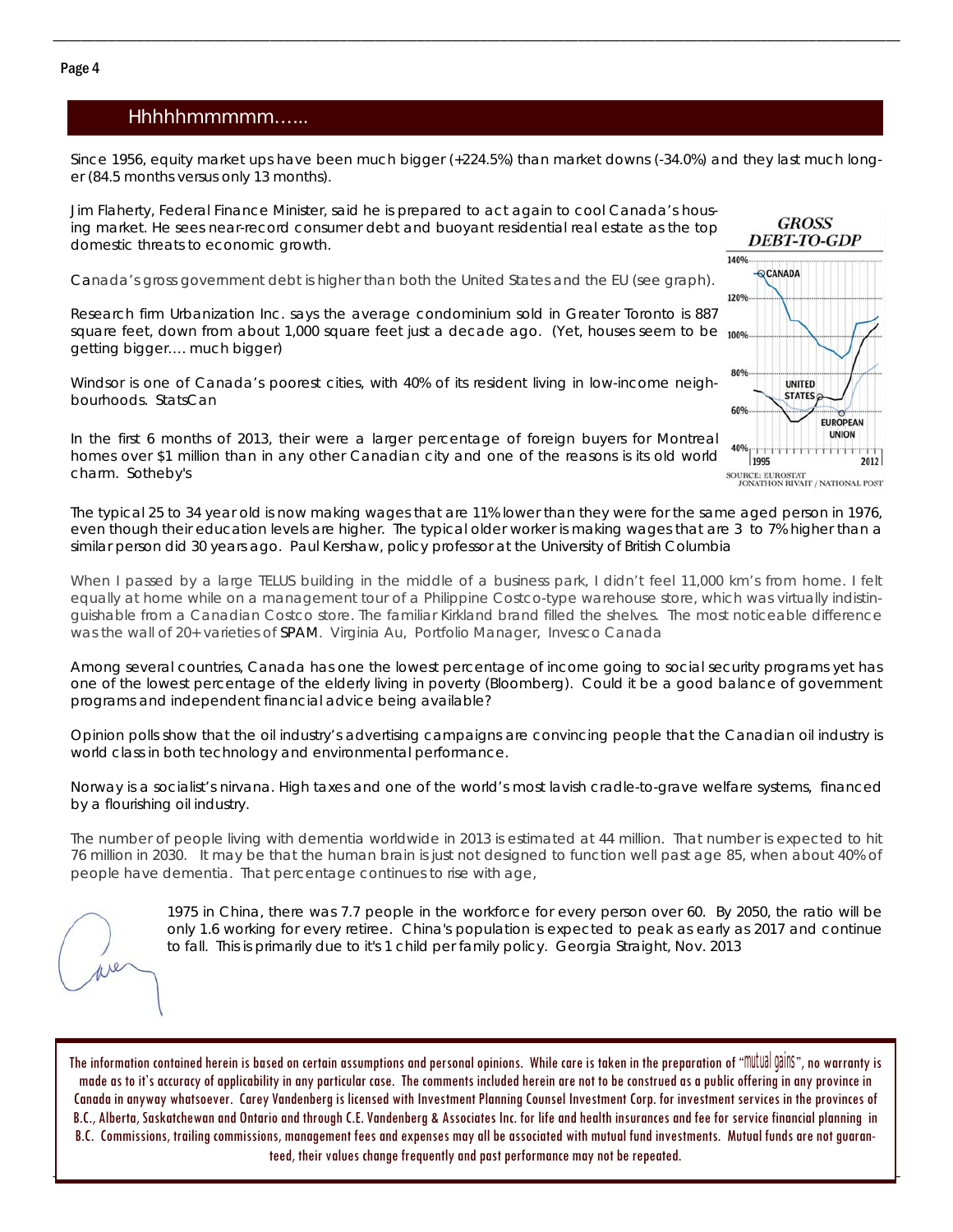## Hhhhhmmmmm…...

Since 1956, equity market ups have been much bigger (+224.5%) than market downs (-34.0%) and they last much longer (84.5 months versus only 13 months).

Jim Flaherty, Federal Finance Minister, said he is prepared to act again to cool Canada's housing market. He sees near-record consumer debt and buoyant residential real estate as the top domestic threats to economic growth.

Canada's gross government debt is higher than both the United States and the EU (see graph).

GROSS DEBT-TO-GDP

140%
120%
100%
80%
60%
40%

CANADA
UNITED STATES
EUROPEAN UNION

1995
2012

SOURCE: EUROSTAT
JONATHON RIVAIT / NATIONAL POST

Research firm Urbanization Inc. says the average condominium sold in Greater Toronto is 887 square feet, down from about 1,000 square feet just a decade ago. (Yet, houses seem to be getting bigger…. much bigger)

Windsor is one of Canada's poorest cities, with 40% of its resident living in low-income neighbourhoods. StatsCan

In the first 6 months of 2013, their were a larger percentage of foreign buyers for Montreal homes over $1 million than in any other Canadian city and one of the reasons is its old world charm. Sotheby's

The typical 25 to 34 year old is now making wages that are 11% lower than they were for the same aged person in 1976, even though their education levels are higher. The typical older worker is making wages that are 3 to 7% higher than a similar person did 30 years ago. Paul Kershaw, policy professor at the University of British Columbia

When I passed by a large TELUS building in the middle of a business park, I didn't feel 11,000 km's from home. I felt equally at home while on a management tour of a Philippine Costco-type warehouse store, which was virtually indistinguishable from a Canadian Costco store. The familiar Kirkland brand filled the shelves. The most noticeable difference was the wall of 20+ varieties of SPAM. Virginia Au, Portfolio Manager, Invesco Canada

Among several countries, Canada has one the lowest percentage of income going to social security programs yet has one of the lowest percentage of the elderly living in poverty (Bloomberg). Could it be a good balance of government programs and independent financial advice being available?

Opinion polls show that the oil industry's advertising campaigns are convincing people that the Canadian oil industry is world class in both technology and environmental performance.

Norway is a socialist's nirvana. High taxes and one of the world's most lavish cradle-to-grave welfare systems, financed by a flourishing oil industry.

The number of people living with dementia worldwide in 2013 is estimated at 44 million. That number is expected to hit 76 million in 2030. It may be that the human brain is just not designed to function well past age 85, when about 40% of people have dementia. That percentage continues to rise with age,

1975 in China, there was 7.7 people in the workforce for every person over 60. By 2050, the ratio will be only 1.6 working for every retiree. China's population is expected to peak as early as 2017 and continue to fall. This is primarily due to it's 1 child per family policy. Georgia Straight, Nov. 2013

The information contained herein is based on certain assumptions and personal opinions. While care is taken in the preparation of "mutual gains", no warranty is made as to it's accuracy of applicability in any particular case. The comments included herein are not to be construed as a public offering in any province in Canada in anyway whatsoever. Carey Vandenberg is licensed with Investment Planning Counsel Investment Corp. for investment services in the provinces of B.C., Alberta, Saskatchewan and Ontario and through C.E. Vandenberg & Associates Inc. for life and health insurances and fee for service financial planning in B.C. Commissions, trailing commissions, management fees and expenses may all be associated with mutual fund investments. Mutual funds are not guaranteed, their values change frequently and past performance may not be repeated.